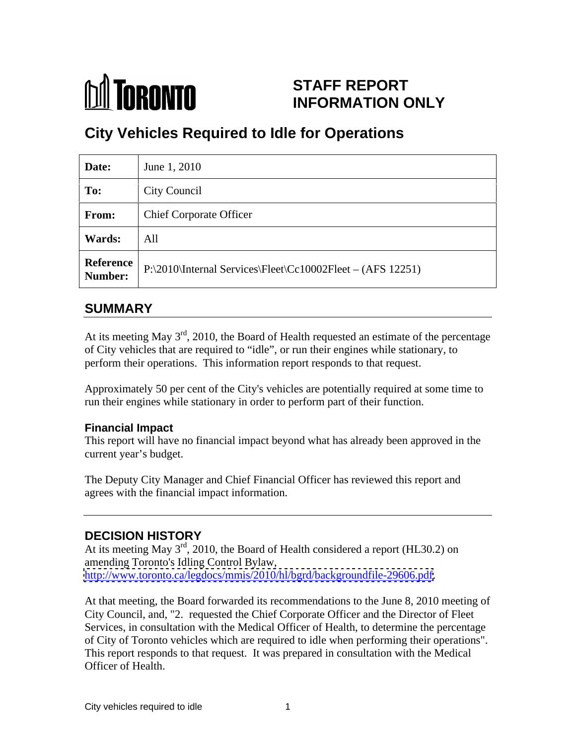TORONTO

# STAFF REPORT INFORMATION ONLY

## City Vehicles Required to Idle for Operations

| Date: | June 1, 2010 |
|---|---|
| To: | City Council |
| From: | Chief Corporate Officer |
| Wards: | All |
| Reference Number: | P:\2010\Internal Services\Fleet\Cc10002Fleet – (AFS 12251) |

## SUMMARY

At its meeting May 3rd, 2010, the Board of Health requested an estimate of the percentage of City vehicles that are required to "idle", or run their engines while stationary, to perform their operations. This information report responds to that request.

Approximately 50 per cent of the City's vehicles are potentially required at some time to run their engines while stationary in order to perform part of their function.

### Financial Impact

This report will have no financial impact beyond what has already been approved in the current year's budget.

The Deputy City Manager and Chief Financial Officer has reviewed this report and agrees with the financial impact information.

## DECISION HISTORY

At its meeting May 3rd, 2010, the Board of Health considered a report (HL30.2) on amending Toronto's Idling Control Bylaw, http://www.toronto.ca/legdocs/mmis/2010/hl/bgrd/backgroundfile-29606.pdf.

At that meeting, the Board forwarded its recommendations to the June 8, 2010 meeting of City Council, and, "2. requested the Chief Corporate Officer and the Director of Fleet Services, in consultation with the Medical Officer of Health, to determine the percentage of City of Toronto vehicles which are required to idle when performing their operations". This report responds to that request. It was prepared in consultation with the Medical Officer of Health.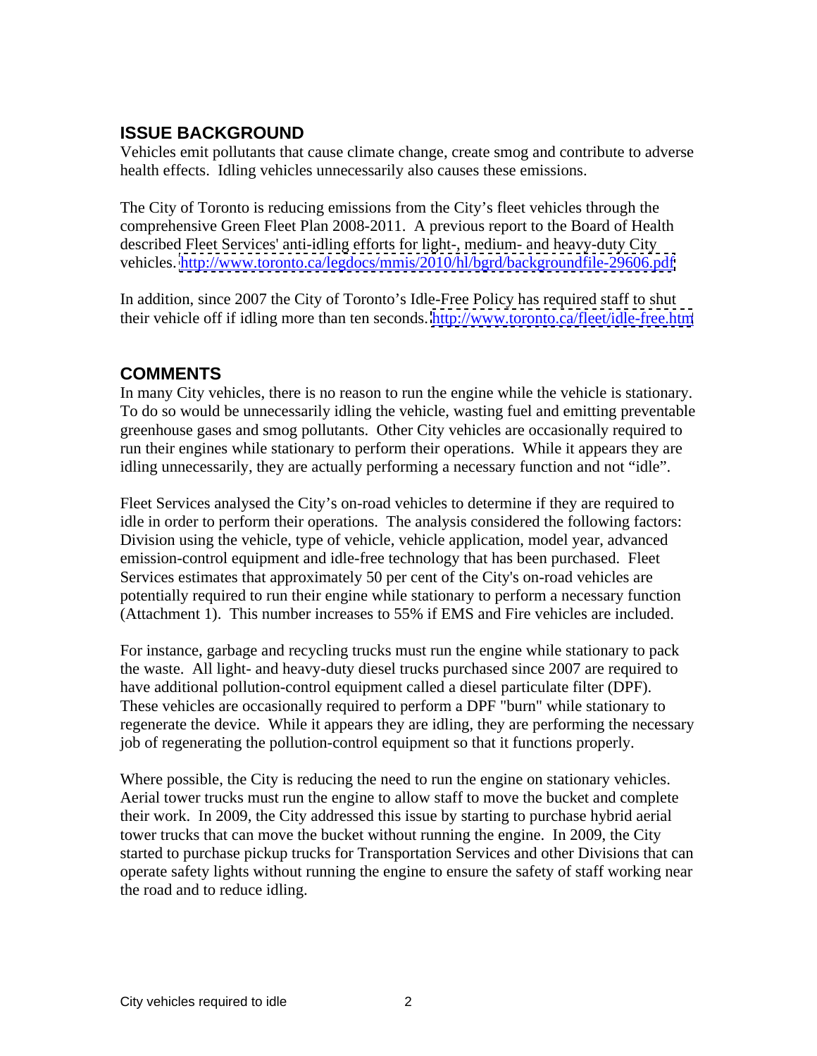## ISSUE BACKGROUND

Vehicles emit pollutants that cause climate change, create smog and contribute to adverse health effects. Idling vehicles unnecessarily also causes these emissions.

The City of Toronto is reducing emissions from the City's fleet vehicles through the comprehensive Green Fleet Plan 2008-2011. A previous report to the Board of Health described Fleet Services' anti-idling efforts for light-, medium- and heavy-duty City vehicles. http://www.toronto.ca/legdocs/mmis/2010/hl/bgrd/backgroundfile-29606.pdf

In addition, since 2007 the City of Toronto's Idle-Free Policy has required staff to shut their vehicle off if idling more than ten seconds. http://www.toronto.ca/fleet/idle-free.htm

## COMMENTS

In many City vehicles, there is no reason to run the engine while the vehicle is stationary. To do so would be unnecessarily idling the vehicle, wasting fuel and emitting preventable greenhouse gases and smog pollutants. Other City vehicles are occasionally required to run their engines while stationary to perform their operations. While it appears they are idling unnecessarily, they are actually performing a necessary function and not "idle".

Fleet Services analysed the City's on-road vehicles to determine if they are required to idle in order to perform their operations. The analysis considered the following factors: Division using the vehicle, type of vehicle, vehicle application, model year, advanced emission-control equipment and idle-free technology that has been purchased. Fleet Services estimates that approximately 50 per cent of the City's on-road vehicles are potentially required to run their engine while stationary to perform a necessary function (Attachment 1). This number increases to 55% if EMS and Fire vehicles are included.

For instance, garbage and recycling trucks must run the engine while stationary to pack the waste. All light- and heavy-duty diesel trucks purchased since 2007 are required to have additional pollution-control equipment called a diesel particulate filter (DPF). These vehicles are occasionally required to perform a DPF "burn" while stationary to regenerate the device. While it appears they are idling, they are performing the necessary job of regenerating the pollution-control equipment so that it functions properly.

Where possible, the City is reducing the need to run the engine on stationary vehicles. Aerial tower trucks must run the engine to allow staff to move the bucket and complete their work. In 2009, the City addressed this issue by starting to purchase hybrid aerial tower trucks that can move the bucket without running the engine. In 2009, the City started to purchase pickup trucks for Transportation Services and other Divisions that can operate safety lights without running the engine to ensure the safety of staff working near the road and to reduce idling.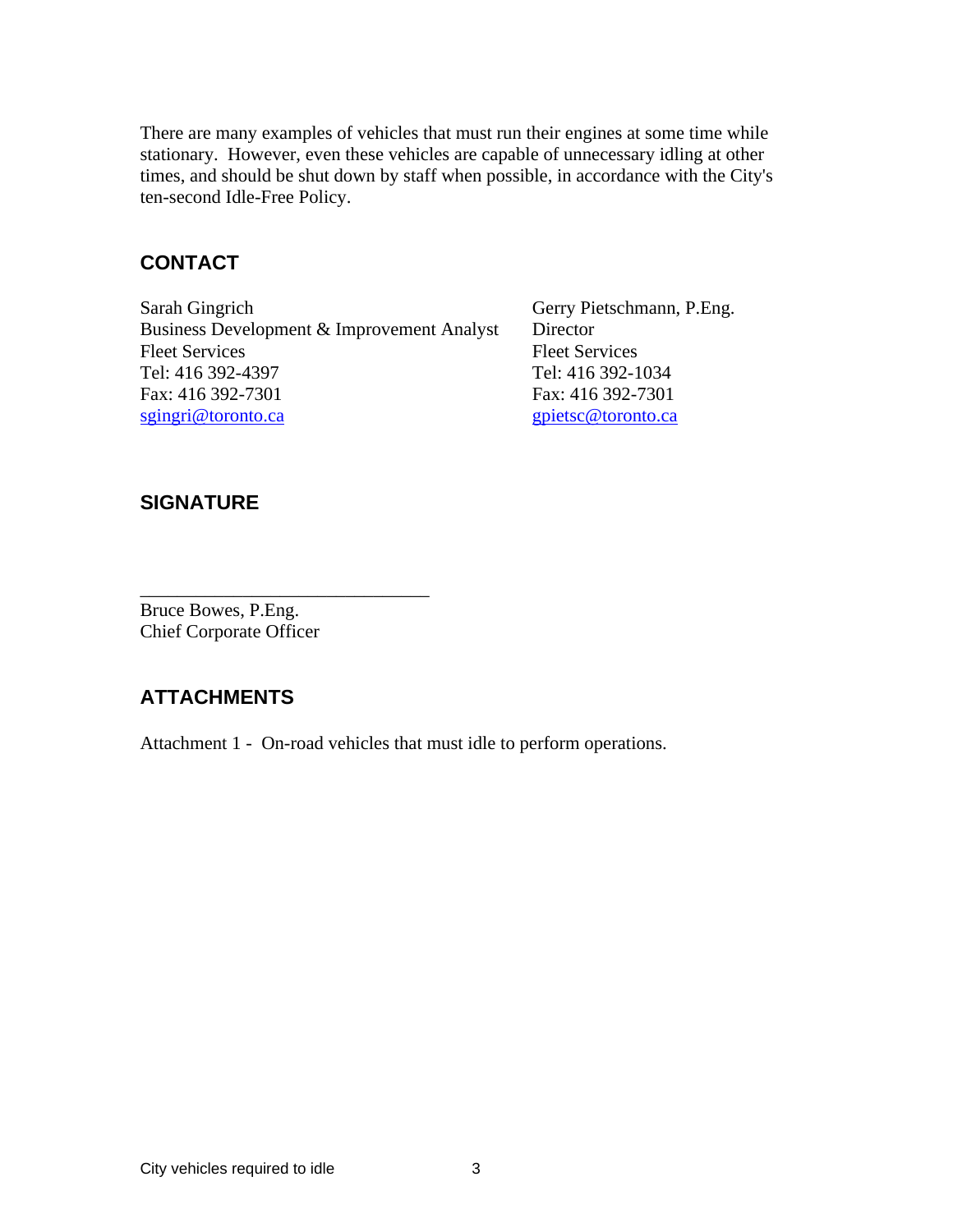There are many examples of vehicles that must run their engines at some time while stationary. However, even these vehicles are capable of unnecessary idling at other times, and should be shut down by staff when possible, in accordance with the City's ten-second Idle-Free Policy.

## CONTACT

Sarah Gingrich
Business Development & Improvement Analyst
Fleet Services
Tel: 416 392-4397
Fax: 416 392-7301
sgingri@toronto.ca

Gerry Pietschmann, P.Eng.
Director
Fleet Services
Tel: 416 392-1034
Fax: 416 392-7301
gpietsc@toronto.ca

## SIGNATURE

_______________________________

Bruce Bowes, P.Eng.
Chief Corporate Officer

## ATTACHMENTS

Attachment 1 - On-road vehicles that must idle to perform operations.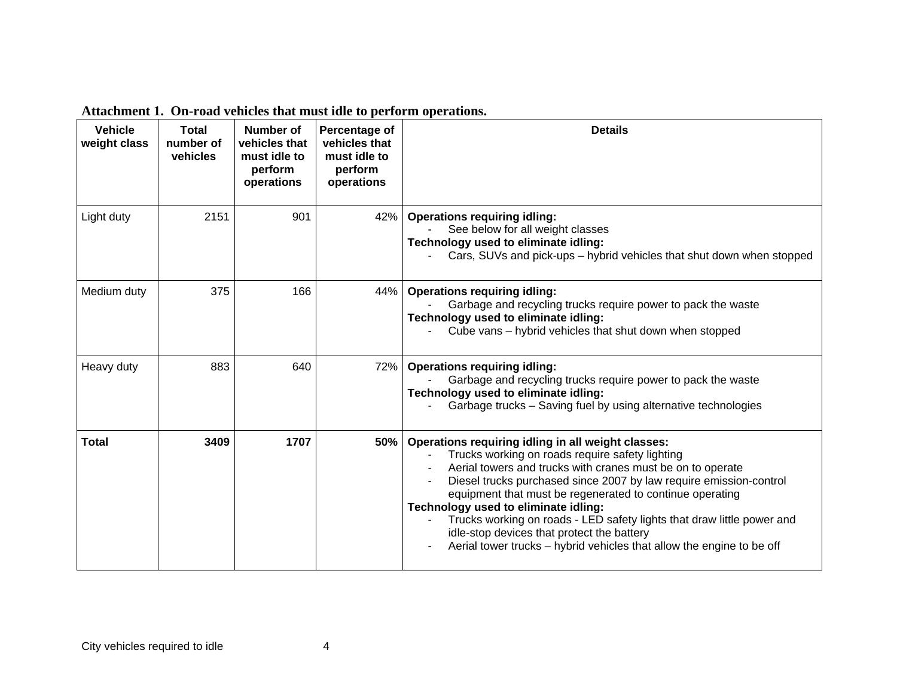**Attachment 1. On-road vehicles that must idle to perform operations.**

| Vehicle weight class | Total number of vehicles | Number of vehicles that must idle to perform operations | Percentage of vehicles that must idle to perform operations | Details |
|---|---|---|---|---|
| Light duty | 2151 | 901 | 42% | **Operations requiring idling:**<br>- See below for all weight classes<br>**Technology used to eliminate idling:**<br>- Cars, SUVs and pick-ups – hybrid vehicles that shut down when stopped |
| Medium duty | 375 | 166 | 44% | **Operations requiring idling:**<br>- Garbage and recycling trucks require power to pack the waste<br>**Technology used to eliminate idling:**<br>- Cube vans – hybrid vehicles that shut down when stopped |
| Heavy duty | 883 | 640 | 72% | **Operations requiring idling:**<br>- Garbage and recycling trucks require power to pack the waste<br>**Technology used to eliminate idling:**<br>- Garbage trucks – Saving fuel by using alternative technologies |
| **Total** | **3409** | **1707** | **50%** | **Operations requiring idling in all weight classes:**<br>- Trucks working on roads require safety lighting<br>- Aerial towers and trucks with cranes must be on to operate<br>- Diesel trucks purchased since 2007 by law require emission-control equipment that must be regenerated to continue operating<br>**Technology used to eliminate idling:**<br>- Trucks working on roads - LED safety lights that draw little power and idle-stop devices that protect the battery<br>- Aerial tower trucks – hybrid vehicles that allow the engine to be off |